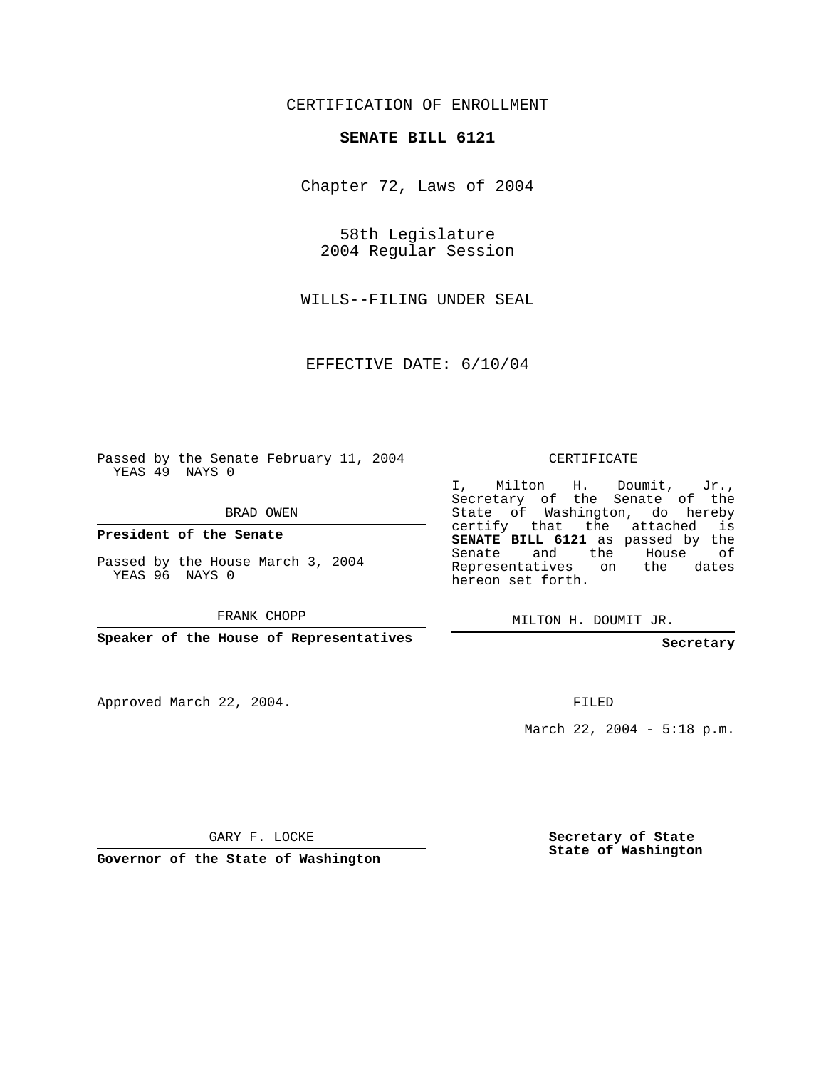CERTIFICATION OF ENROLLMENT

**SENATE BILL 6121**

Chapter 72, Laws of 2004

58th Legislature
2004 Regular Session

WILLS--FILING UNDER SEAL

EFFECTIVE DATE: 6/10/04

Passed by the Senate February 11, 2004
YEAS 49 NAYS 0

BRAD OWEN

**President of the Senate**

Passed by the House March 3, 2004
YEAS 96 NAYS 0

FRANK CHOPP

**Speaker of the House of Representatives**

Approved March 22, 2004.

GARY F. LOCKE

**Governor of the State of Washington**

CERTIFICATE

I, Milton H. Doumit, Jr., Secretary of the Senate of the State of Washington, do hereby certify that the attached is **SENATE BILL 6121** as passed by the Senate and the House of Representatives on the dates hereon set forth.

MILTON H. DOUMIT JR.

**Secretary**

FILED

March 22, 2004 - 5:18 p.m.

**Secretary of State**
**State of Washington**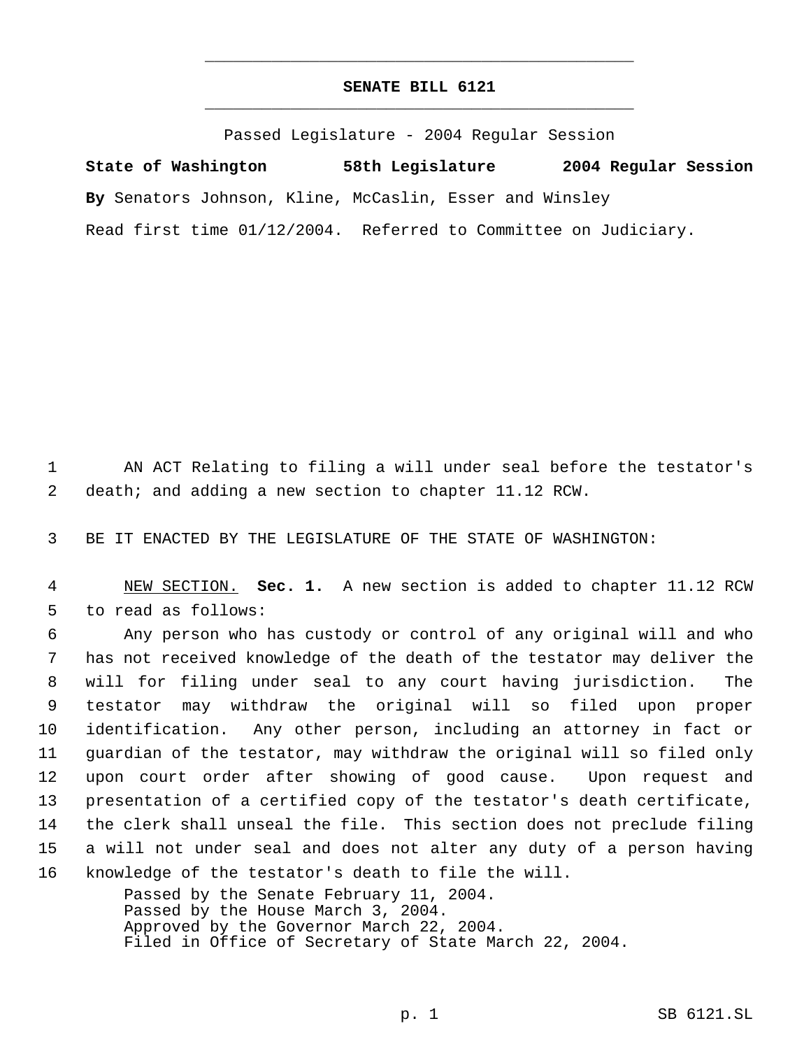# SENATE BILL 6121

Passed Legislature - 2004 Regular Session

**State of Washington** **58th Legislature** **2004 Regular Session**

**By** Senators Johnson, Kline, McCaslin, Esser and Winsley

Read first time 01/12/2004. Referred to Committee on Judiciary.

AN ACT Relating to filing a will under seal before the testator's death; and adding a new section to chapter 11.12 RCW.

BE IT ENACTED BY THE LEGISLATURE OF THE STATE OF WASHINGTON:

NEW SECTION. **Sec. 1.** A new section is added to chapter 11.12 RCW to read as follows:

Any person who has custody or control of any original will and who has not received knowledge of the death of the testator may deliver the will for filing under seal to any court having jurisdiction. The testator may withdraw the original will so filed upon proper identification. Any other person, including an attorney in fact or guardian of the testator, may withdraw the original will so filed only upon court order after showing of good cause. Upon request and presentation of a certified copy of the testator's death certificate, the clerk shall unseal the file. This section does not preclude filing a will not under seal and does not alter any duty of a person having knowledge of the testator's death to file the will.

Passed by the Senate February 11, 2004.
Passed by the House March 3, 2004.
Approved by the Governor March 22, 2004.
Filed in Office of Secretary of State March 22, 2004.